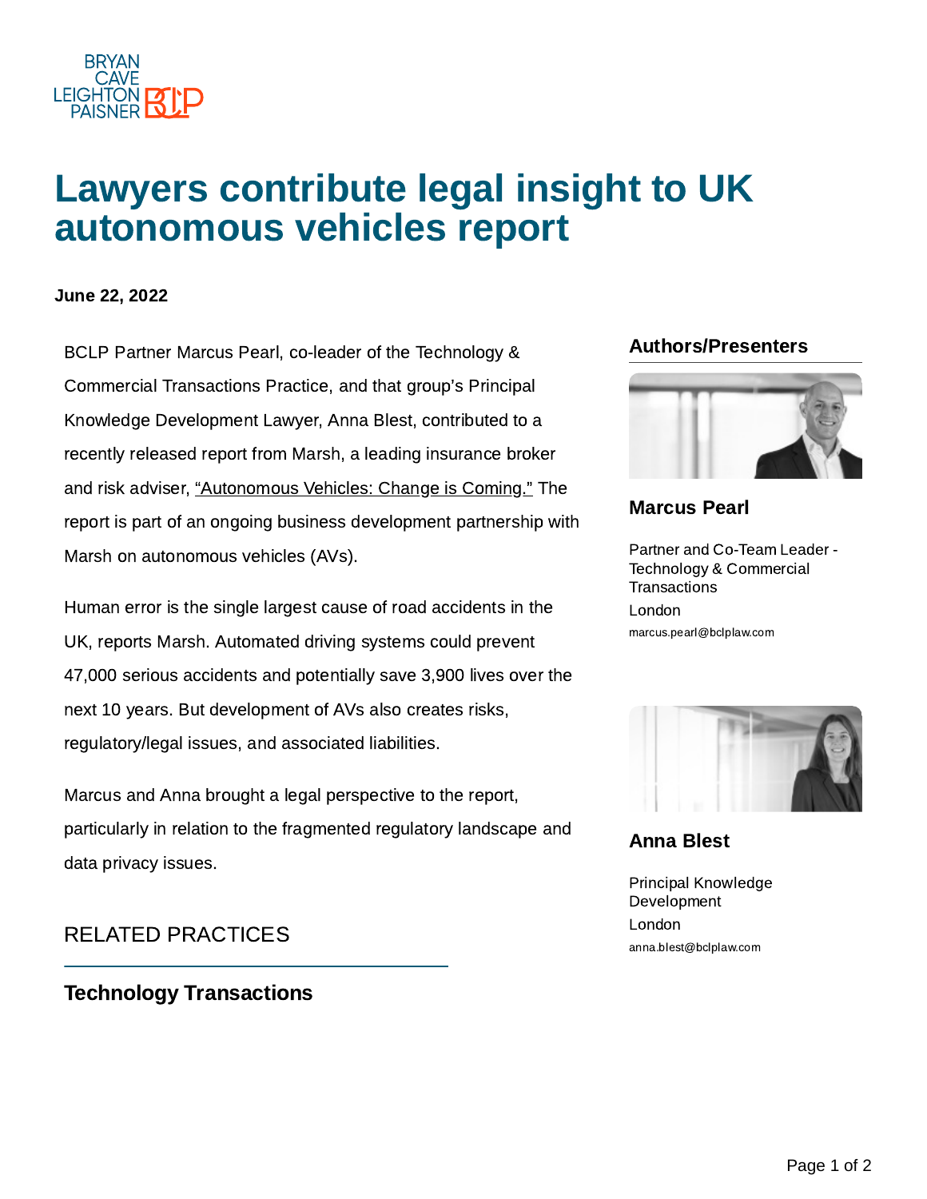BRYAN CAVE LEIGHTON PAISNER BCLP

# Lawyers contribute legal insight to UK autonomous vehicles report

**June 22, 2022**

BCLP Partner Marcus Pearl, co-leader of the Technology & Commercial Transactions Practice, and that group's Principal Knowledge Development Lawyer, Anna Blest, contributed to a recently released report from Marsh, a leading insurance broker and risk adviser, "Autonomous Vehicles: Change is Coming." The report is part of an ongoing business development partnership with Marsh on autonomous vehicles (AVs).

Human error is the single largest cause of road accidents in the UK, reports Marsh. Automated driving systems could prevent 47,000 serious accidents and potentially save 3,900 lives over the next 10 years. But development of AVs also creates risks, regulatory/legal issues, and associated liabilities.

Marcus and Anna brought a legal perspective to the report, particularly in relation to the fragmented regulatory landscape and data privacy issues.

## RELATED PRACTICES

**Technology Transactions**

## Authors/Presenters

**Marcus Pearl**

Partner and Co-Team Leader - Technology & Commercial Transactions

London

marcus.pearl@bclplaw.com

**Anna Blest**

Principal Knowledge Development

London

anna.blest@bclplaw.com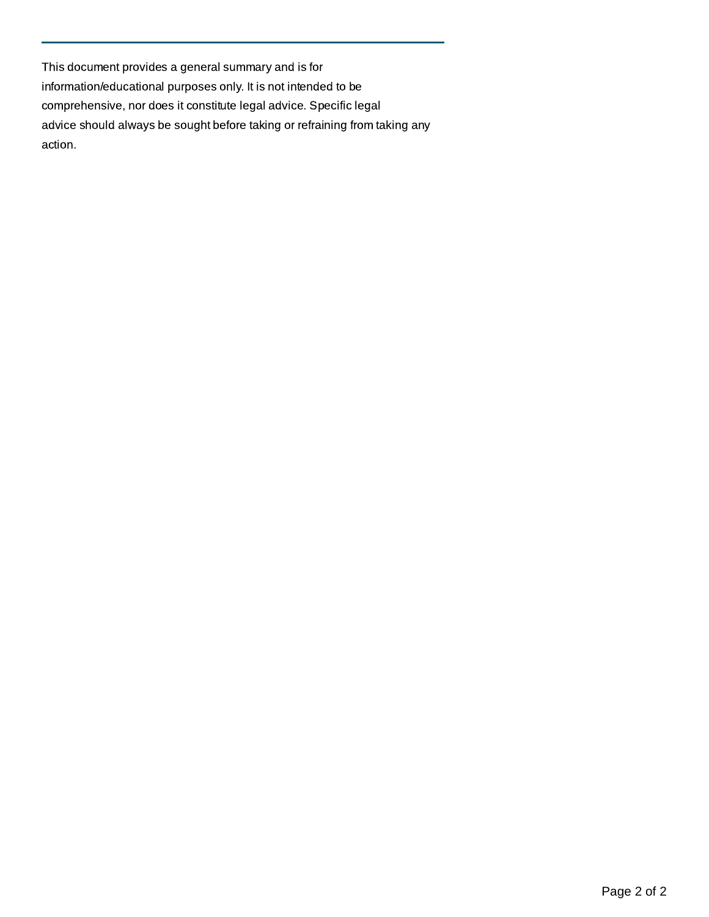This document provides a general summary and is for information/educational purposes only. It is not intended to be comprehensive, nor does it constitute legal advice. Specific legal advice should always be sought before taking or refraining from taking any action.